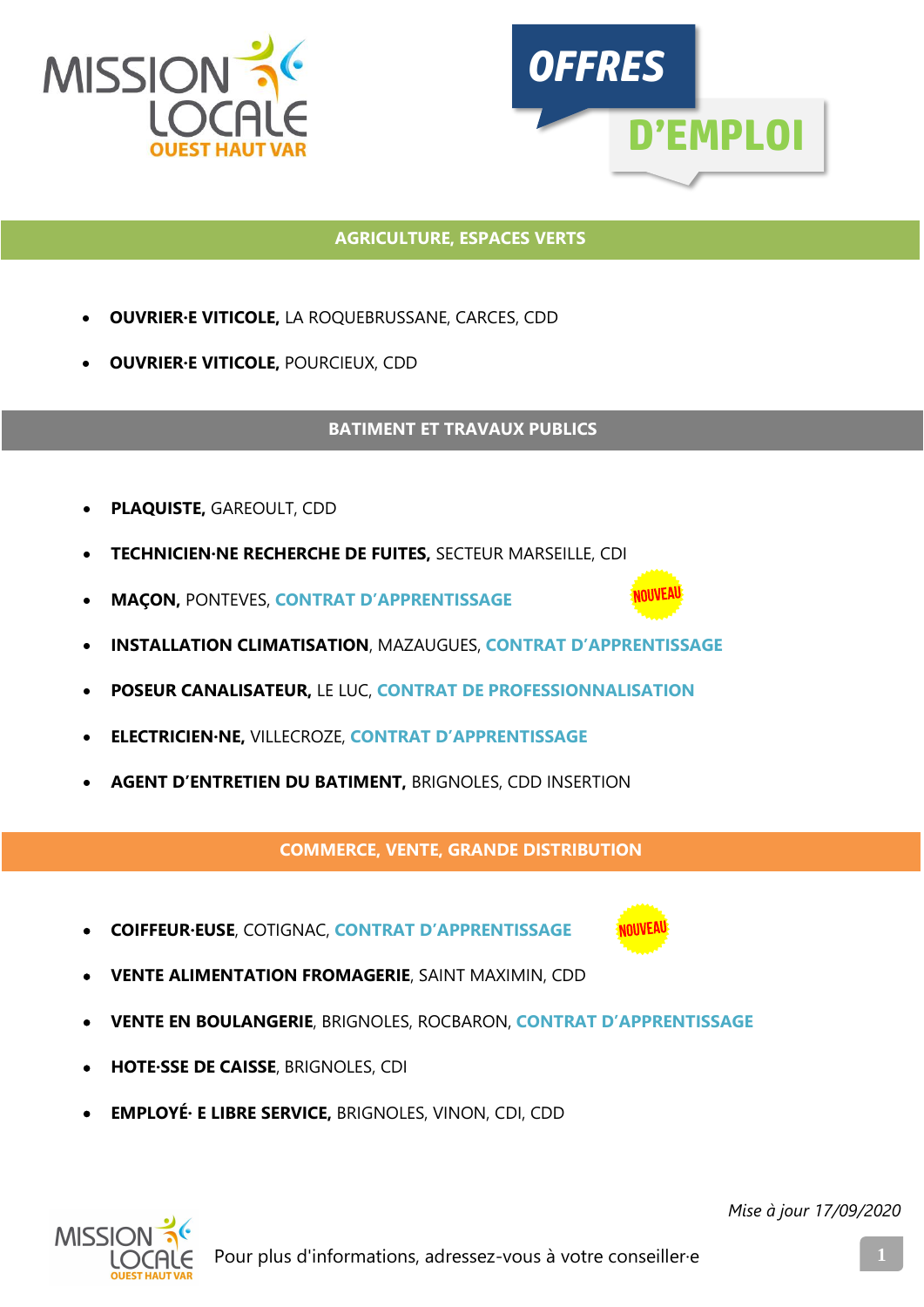# OFFRES D'EMPLOI

## AGRICULTURE, ESPACES VERTS

- **OUVRIER·E VITICOLE,** LA ROQUEBRUSSANE, CARCES, CDD
- **OUVRIER·E VITICOLE,** POURCIEUX, CDD

## BATIMENT ET TRAVAUX PUBLICS

- **PLAQUISTE,** GAREOULT, CDD
- **TECHNICIEN·NE RECHERCHE DE FUITES,** SECTEUR MARSEILLE, CDI
- **MAÇON,** PONTEVES, **CONTRAT D'APPRENTISSAGE** NOUVEAU
- **INSTALLATION CLIMATISATION**, MAZAUGUES, **CONTRAT D'APPRENTISSAGE**
- **POSEUR CANALISATEUR,** LE LUC, **CONTRAT DE PROFESSIONNALISATION**
- **ELECTRICIEN·NE,** VILLECROZE, **CONTRAT D'APPRENTISSAGE**
- **AGENT D'ENTRETIEN DU BATIMENT,** BRIGNOLES, CDD INSERTION

## COMMERCE, VENTE, GRANDE DISTRIBUTION

- **COIFFEUR·EUSE**, COTIGNAC, **CONTRAT D'APPRENTISSAGE** NOUVEAU
- **VENTE ALIMENTATION FROMAGERIE**, SAINT MAXIMIN, CDD
- **VENTE EN BOULANGERIE**, BRIGNOLES, ROCBARON, **CONTRAT D'APPRENTISSAGE**
- **HOTE·SSE DE CAISSE**, BRIGNOLES, CDI
- **EMPLOYÉ· E LIBRE SERVICE,** BRIGNOLES, VINON, CDI, CDD

*Mise à jour 17/09/2020*

Pour plus d'informations, adressez-vous à votre conseiller·e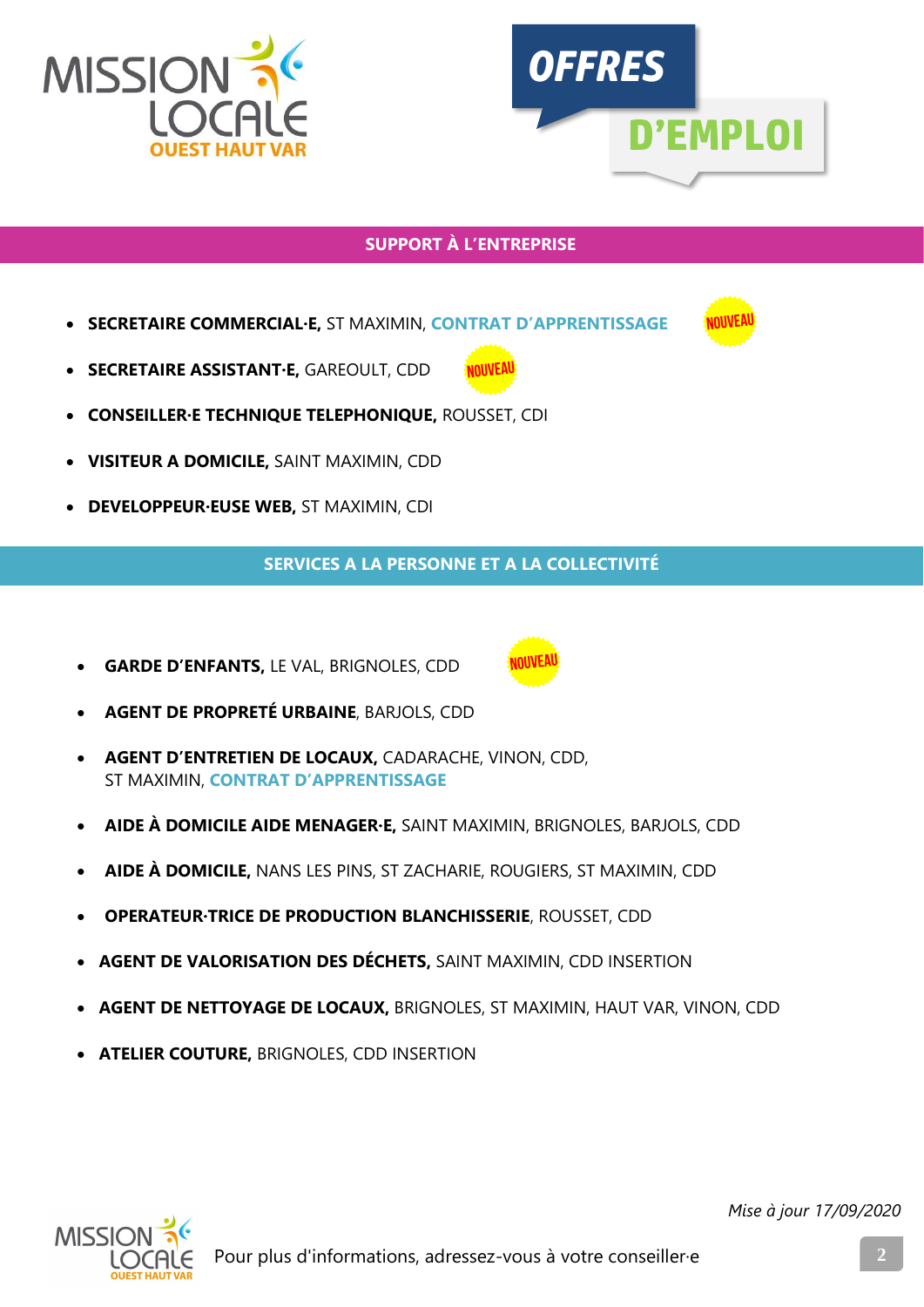# OFFRES D'EMPLOI

## SUPPORT À L'ENTREPRISE

- **SECRETAIRE COMMERCIAL·E,** ST MAXIMIN, **CONTRAT D'APPRENTISSAGE** NOUVEAU
- **SECRETAIRE ASSISTANT·E,** GAREOULT, CDD NOUVEAU
- **CONSEILLER·E TECHNIQUE TELEPHONIQUE,** ROUSSET, CDI
- **VISITEUR A DOMICILE,** SAINT MAXIMIN, CDD
- **DEVELOPPEUR·EUSE WEB,** ST MAXIMIN, CDI

## SERVICES A LA PERSONNE ET A LA COLLECTIVITÉ

- **GARDE D'ENFANTS,** LE VAL, BRIGNOLES, CDD NOUVEAU
- **AGENT DE PROPRETÉ URBAINE**, BARJOLS, CDD
- **AGENT D'ENTRETIEN DE LOCAUX,** CADARACHE, VINON, CDD, ST MAXIMIN, **CONTRAT D'APPRENTISSAGE**
- **AIDE À DOMICILE AIDE MENAGER·E,** SAINT MAXIMIN, BRIGNOLES, BARJOLS, CDD
- **AIDE À DOMICILE,** NANS LES PINS, ST ZACHARIE, ROUGIERS, ST MAXIMIN, CDD
- **OPERATEUR·TRICE DE PRODUCTION BLANCHISSERIE**, ROUSSET, CDD
- **AGENT DE VALORISATION DES DÉCHETS,** SAINT MAXIMIN, CDD INSERTION
- **AGENT DE NETTOYAGE DE LOCAUX,** BRIGNOLES, ST MAXIMIN, HAUT VAR, VINON, CDD
- **ATELIER COUTURE,** BRIGNOLES, CDD INSERTION

*Mise à jour 17/09/2020*

Pour plus d'informations, adressez-vous à votre conseiller·e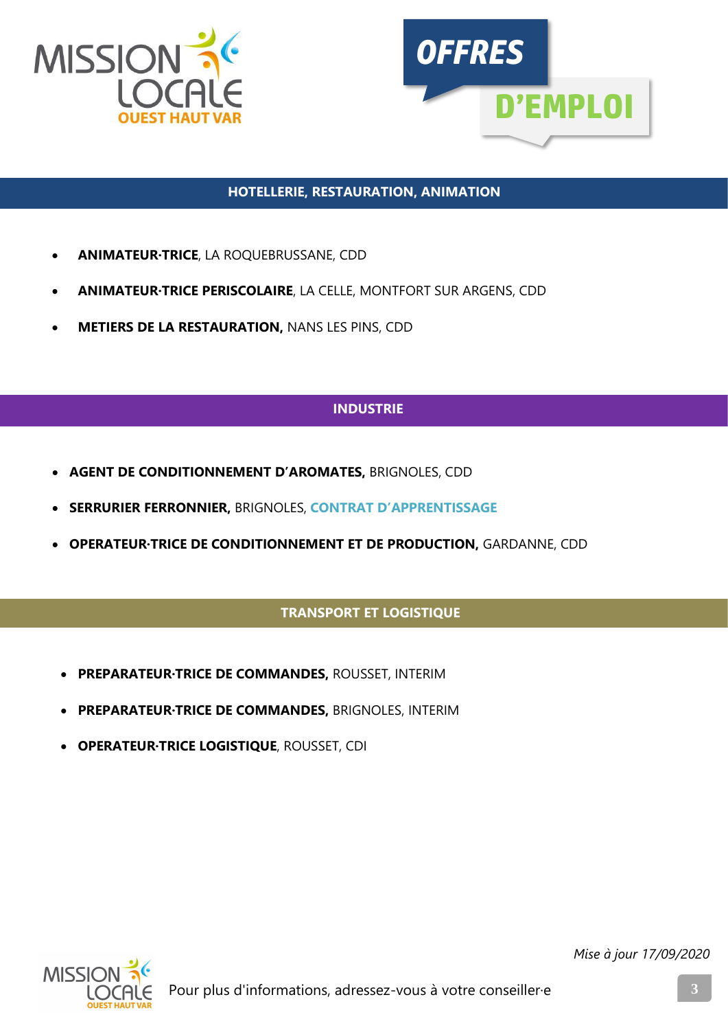# OFFRES D'EMPLOI

## HOTELLERIE, RESTAURATION, ANIMATION

- **ANIMATEUR·TRICE**, LA ROQUEBRUSSANE, CDD
- **ANIMATEUR·TRICE PERISCOLAIRE**, LA CELLE, MONTFORT SUR ARGENS, CDD
- **METIERS DE LA RESTAURATION,** NANS LES PINS, CDD

## INDUSTRIE

- **AGENT DE CONDITIONNEMENT D'AROMATES,** BRIGNOLES, CDD
- **SERRURIER FERRONNIER,** BRIGNOLES, **CONTRAT D'APPRENTISSAGE**
- **OPERATEUR·TRICE DE CONDITIONNEMENT ET DE PRODUCTION,** GARDANNE, CDD

## TRANSPORT ET LOGISTIQUE

- **PREPARATEUR·TRICE DE COMMANDES,** ROUSSET, INTERIM
- **PREPARATEUR·TRICE DE COMMANDES,** BRIGNOLES, INTERIM
- **OPERATEUR·TRICE LOGISTIQUE**, ROUSSET, CDI

*Mise à jour 17/09/2020*

Pour plus d'informations, adressez-vous à votre conseiller·e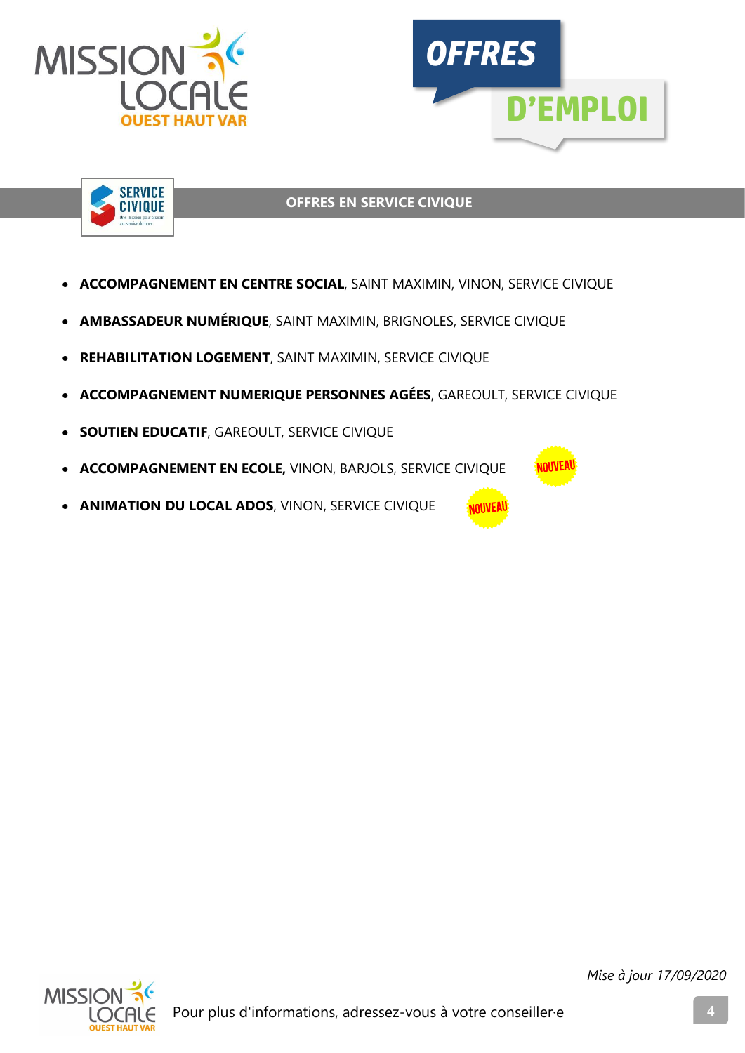# OFFRES D'EMPLOI

## OFFRES EN SERVICE CIVIQUE

- **ACCOMPAGNEMENT EN CENTRE SOCIAL**, SAINT MAXIMIN, VINON, SERVICE CIVIQUE
- **AMBASSADEUR NUMÉRIQUE**, SAINT MAXIMIN, BRIGNOLES, SERVICE CIVIQUE
- **REHABILITATION LOGEMENT**, SAINT MAXIMIN, SERVICE CIVIQUE
- **ACCOMPAGNEMENT NUMERIQUE PERSONNES AGÉES**, GAREOULT, SERVICE CIVIQUE
- **SOUTIEN EDUCATIF**, GAREOULT, SERVICE CIVIQUE
- **ACCOMPAGNEMENT EN ECOLE,** VINON, BARJOLS, SERVICE CIVIQUE NOUVEAU
- **ANIMATION DU LOCAL ADOS**, VINON, SERVICE CIVIQUE NOUVEAU

*Mise à jour 17/09/2020*

Pour plus d'informations, adressez-vous à votre conseiller·e